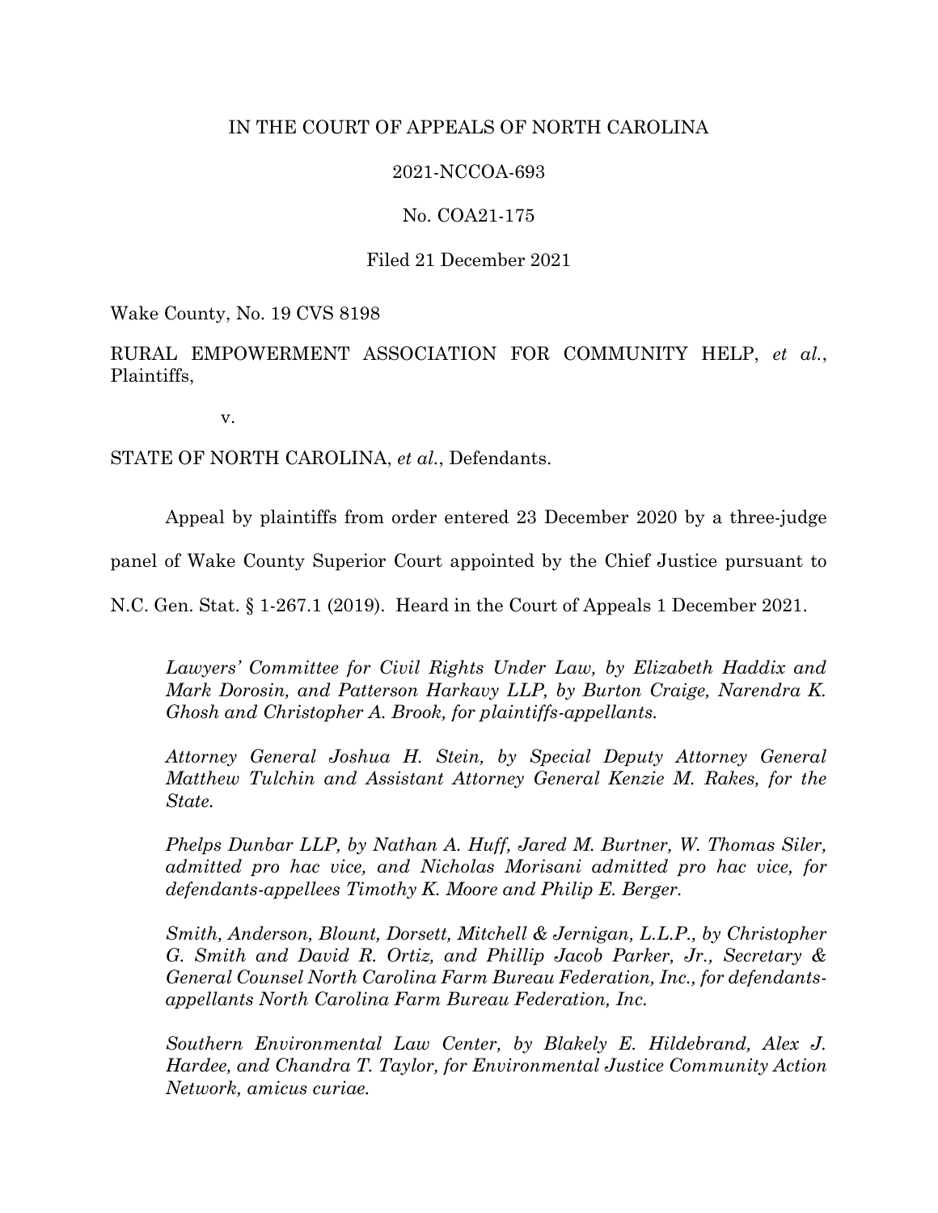IN THE COURT OF APPEALS OF NORTH CAROLINA

2021-NCCOA-693

No. COA21-175

Filed 21 December 2021

Wake County, No. 19 CVS 8198

RURAL EMPOWERMENT ASSOCIATION FOR COMMUNITY HELP, *et al.*, Plaintiffs,

v.

STATE OF NORTH CAROLINA, *et al.*, Defendants.

Appeal by plaintiffs from order entered 23 December 2020 by a three-judge panel of Wake County Superior Court appointed by the Chief Justice pursuant to N.C. Gen. Stat. § 1-267.1 (2019). Heard in the Court of Appeals 1 December 2021.

*Lawyers' Committee for Civil Rights Under Law, by Elizabeth Haddix and Mark Dorosin, and Patterson Harkavy LLP, by Burton Craige, Narendra K. Ghosh and Christopher A. Brook, for plaintiffs-appellants.*

*Attorney General Joshua H. Stein, by Special Deputy Attorney General Matthew Tulchin and Assistant Attorney General Kenzie M. Rakes, for the State.*

*Phelps Dunbar LLP, by Nathan A. Huff, Jared M. Burtner, W. Thomas Siler, admitted pro hac vice, and Nicholas Morisani admitted pro hac vice, for defendants-appellees Timothy K. Moore and Philip E. Berger.*

*Smith, Anderson, Blount, Dorsett, Mitchell & Jernigan, L.L.P., by Christopher G. Smith and David R. Ortiz, and Phillip Jacob Parker, Jr., Secretary & General Counsel North Carolina Farm Bureau Federation, Inc., for defendants-appellants North Carolina Farm Bureau Federation, Inc.*

*Southern Environmental Law Center, by Blakely E. Hildebrand, Alex J. Hardee, and Chandra T. Taylor, for Environmental Justice Community Action Network, amicus curiae.*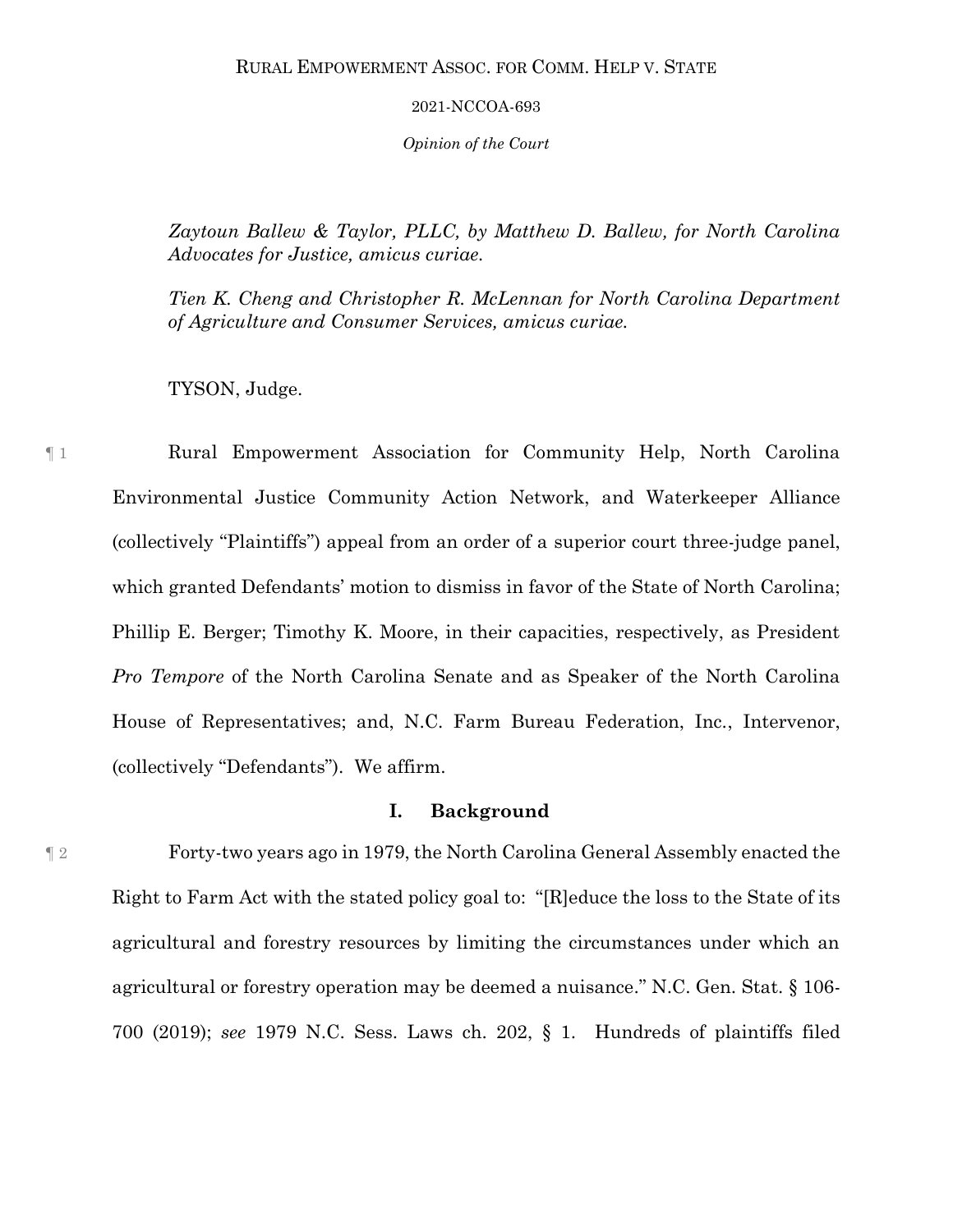*Zaytoun Ballew & Taylor, PLLC, by Matthew D. Ballew, for North Carolina Advocates for Justice, amicus curiae.*

*Tien K. Cheng and Christopher R. McLennan for North Carolina Department of Agriculture and Consumer Services, amicus curiae.*

TYSON, Judge.

¶ 1 Rural Empowerment Association for Community Help, North Carolina Environmental Justice Community Action Network, and Waterkeeper Alliance (collectively "Plaintiffs") appeal from an order of a superior court three-judge panel, which granted Defendants' motion to dismiss in favor of the State of North Carolina; Phillip E. Berger; Timothy K. Moore, in their capacities, respectively, as President *Pro Tempore* of the North Carolina Senate and as Speaker of the North Carolina House of Representatives; and, N.C. Farm Bureau Federation, Inc., Intervenor, (collectively "Defendants"). We affirm.

## I. Background

¶ 2 Forty-two years ago in 1979, the North Carolina General Assembly enacted the Right to Farm Act with the stated policy goal to: "[R]educe the loss to the State of its agricultural and forestry resources by limiting the circumstances under which an agricultural or forestry operation may be deemed a nuisance." N.C. Gen. Stat. § 106-700 (2019); *see* 1979 N.C. Sess. Laws ch. 202, § 1. Hundreds of plaintiffs filed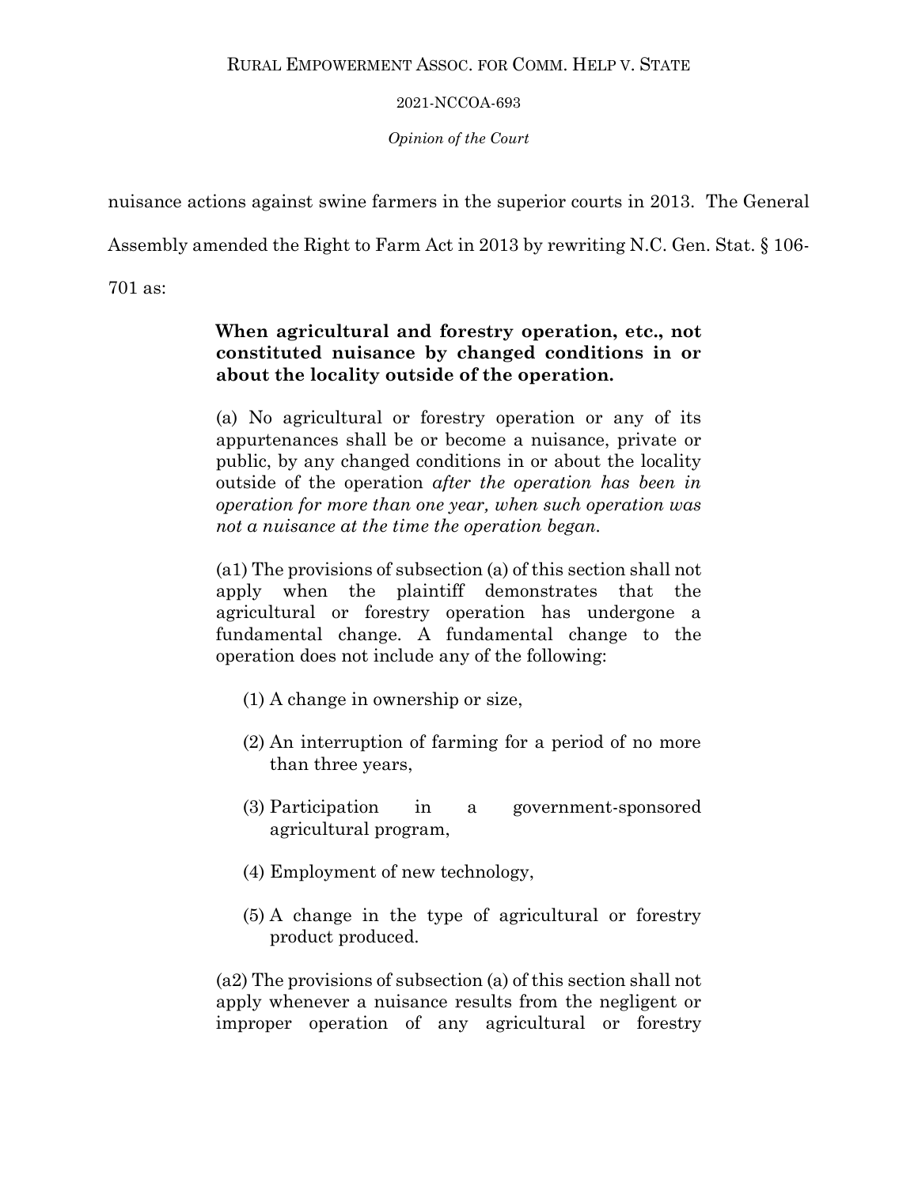nuisance actions against swine farmers in the superior courts in 2013. The General Assembly amended the Right to Farm Act in 2013 by rewriting N.C. Gen. Stat. § 106-701 as:

> **When agricultural and forestry operation, etc., not constituted nuisance by changed conditions in or about the locality outside of the operation.**
>
> (a) No agricultural or forestry operation or any of its appurtenances shall be or become a nuisance, private or public, by any changed conditions in or about the locality outside of the operation *after the operation has been in operation for more than one year, when such operation was not a nuisance at the time the operation began.*
>
> (a1) The provisions of subsection (a) of this section shall not apply when the plaintiff demonstrates that the agricultural or forestry operation has undergone a fundamental change. A fundamental change to the operation does not include any of the following:
>
> (1) A change in ownership or size,
>
> (2) An interruption of farming for a period of no more than three years,
>
> (3) Participation in a government-sponsored agricultural program,
>
> (4) Employment of new technology,
>
> (5) A change in the type of agricultural or forestry product produced.
>
> (a2) The provisions of subsection (a) of this section shall not apply whenever a nuisance results from the negligent or improper operation of any agricultural or forestry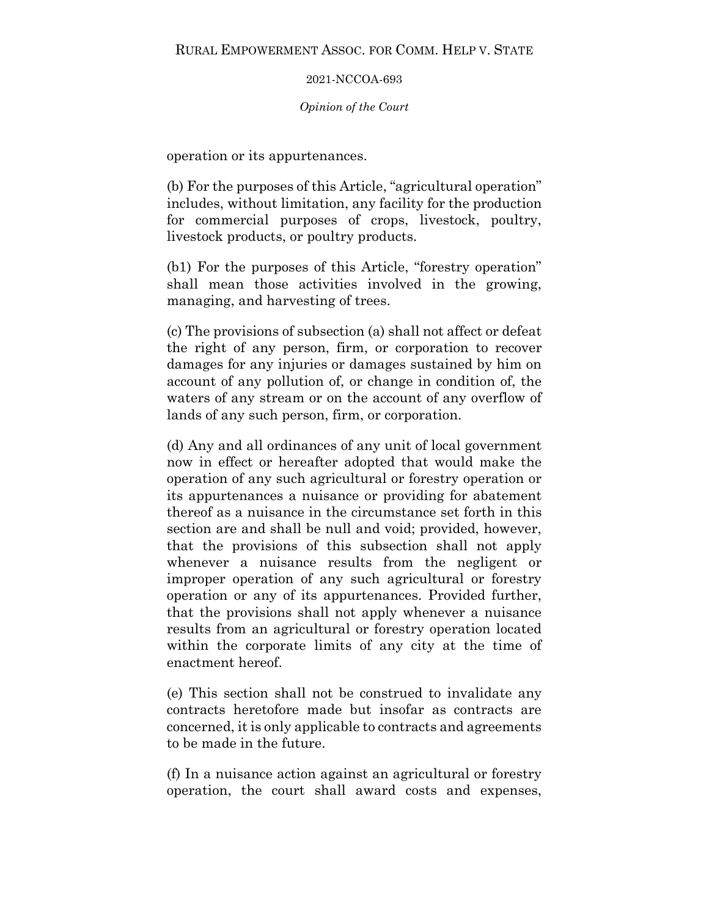operation or its appurtenances.

(b) For the purposes of this Article, "agricultural operation" includes, without limitation, any facility for the production for commercial purposes of crops, livestock, poultry, livestock products, or poultry products.

(b1) For the purposes of this Article, "forestry operation" shall mean those activities involved in the growing, managing, and harvesting of trees.

(c) The provisions of subsection (a) shall not affect or defeat the right of any person, firm, or corporation to recover damages for any injuries or damages sustained by him on account of any pollution of, or change in condition of, the waters of any stream or on the account of any overflow of lands of any such person, firm, or corporation.

(d) Any and all ordinances of any unit of local government now in effect or hereafter adopted that would make the operation of any such agricultural or forestry operation or its appurtenances a nuisance or providing for abatement thereof as a nuisance in the circumstance set forth in this section are and shall be null and void; provided, however, that the provisions of this subsection shall not apply whenever a nuisance results from the negligent or improper operation of any such agricultural or forestry operation or any of its appurtenances. Provided further, that the provisions shall not apply whenever a nuisance results from an agricultural or forestry operation located within the corporate limits of any city at the time of enactment hereof.

(e) This section shall not be construed to invalidate any contracts heretofore made but insofar as contracts are concerned, it is only applicable to contracts and agreements to be made in the future.

(f) In a nuisance action against an agricultural or forestry operation, the court shall award costs and expenses,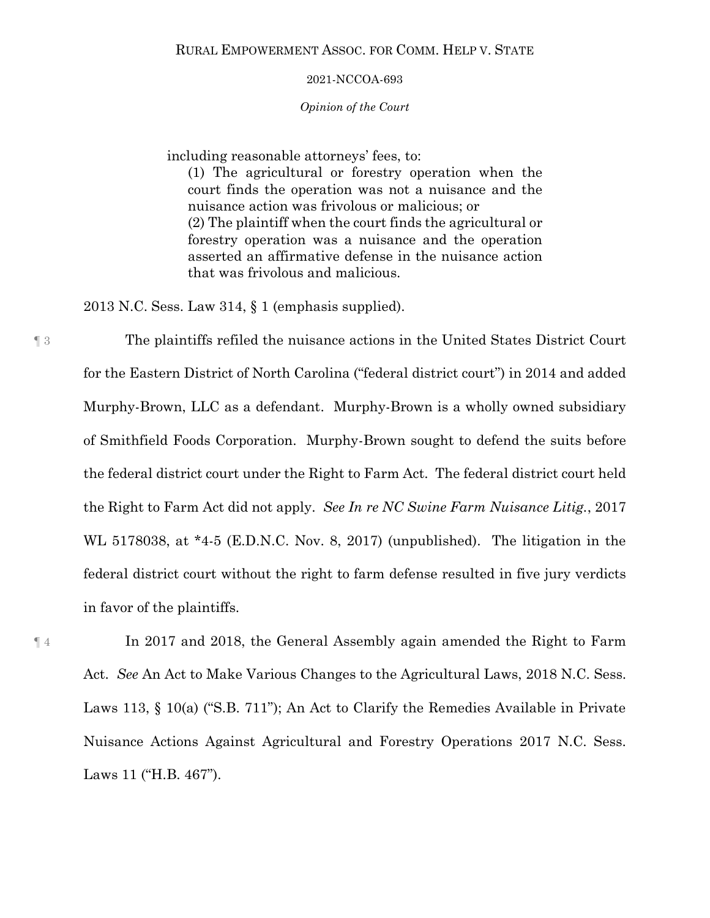including reasonable attorneys' fees, to:

> (1) The agricultural or forestry operation when the court finds the operation was not a nuisance and the nuisance action was frivolous or malicious; or
>
> (2) The plaintiff when the court finds the agricultural or forestry operation was a nuisance and the operation asserted an affirmative defense in the nuisance action that was frivolous and malicious.

2013 N.C. Sess. Law 314, § 1 (emphasis supplied).

¶ 3 The plaintiffs refiled the nuisance actions in the United States District Court for the Eastern District of North Carolina ("federal district court") in 2014 and added Murphy-Brown, LLC as a defendant. Murphy-Brown is a wholly owned subsidiary of Smithfield Foods Corporation. Murphy-Brown sought to defend the suits before the federal district court under the Right to Farm Act. The federal district court held the Right to Farm Act did not apply. *See In re NC Swine Farm Nuisance Litig.*, 2017 WL 5178038, at *4-5 (E.D.N.C. Nov. 8, 2017) (unpublished). The litigation in the federal district court without the right to farm defense resulted in five jury verdicts in favor of the plaintiffs.

¶ 4 In 2017 and 2018, the General Assembly again amended the Right to Farm Act. *See* An Act to Make Various Changes to the Agricultural Laws, 2018 N.C. Sess. Laws 113, § 10(a) ("S.B. 711"); An Act to Clarify the Remedies Available in Private Nuisance Actions Against Agricultural and Forestry Operations 2017 N.C. Sess. Laws 11 ("H.B. 467").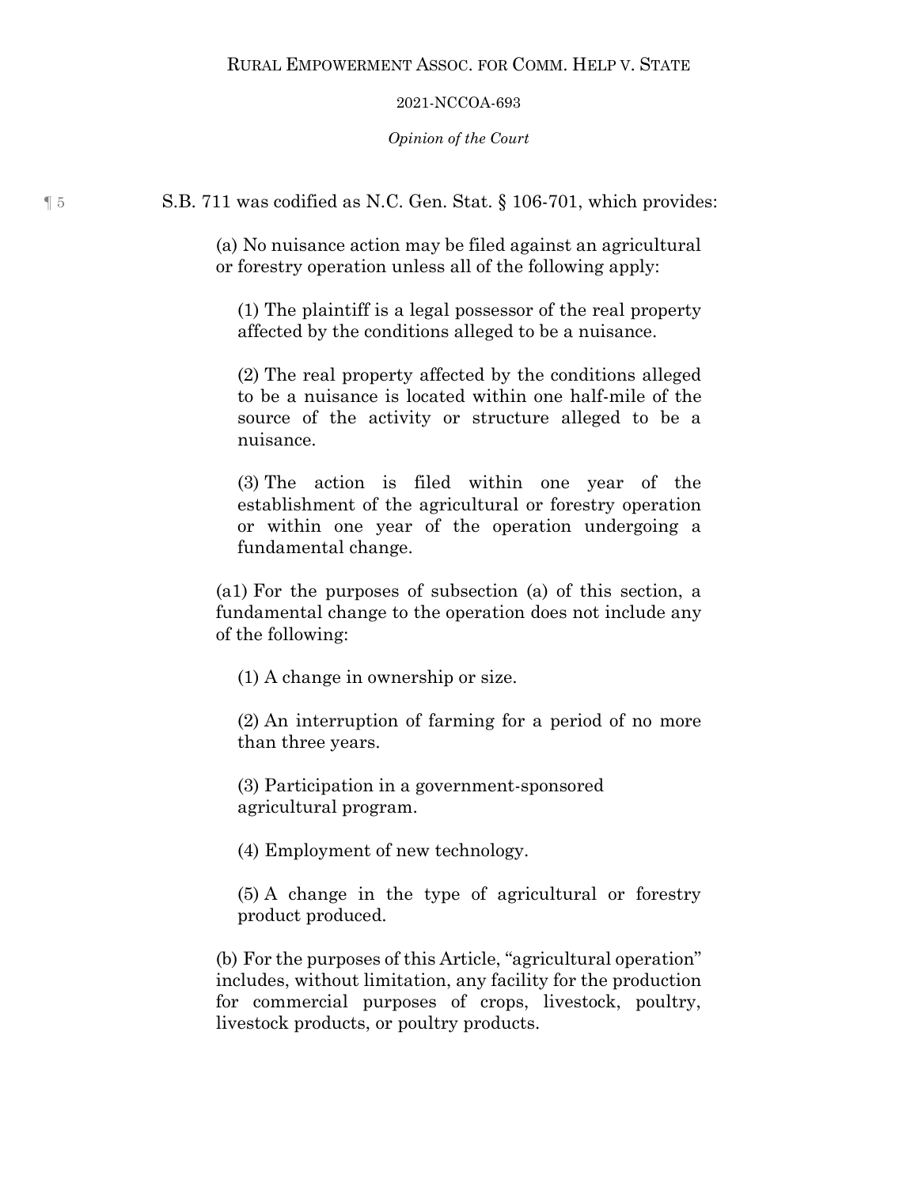¶ 5 S.B. 711 was codified as N.C. Gen. Stat. § 106-701, which provides:

> (a) No nuisance action may be filed against an agricultural or forestry operation unless all of the following apply:
>
> > (1) The plaintiff is a legal possessor of the real property affected by the conditions alleged to be a nuisance.
> >
> > (2) The real property affected by the conditions alleged to be a nuisance is located within one half-mile of the source of the activity or structure alleged to be a nuisance.
> >
> > (3) The action is filed within one year of the establishment of the agricultural or forestry operation or within one year of the operation undergoing a fundamental change.
>
> (a1) For the purposes of subsection (a) of this section, a fundamental change to the operation does not include any of the following:
>
> > (1) A change in ownership or size.
> >
> > (2) An interruption of farming for a period of no more than three years.
> >
> > (3) Participation in a government-sponsored agricultural program.
> >
> > (4) Employment of new technology.
> >
> > (5) A change in the type of agricultural or forestry product produced.
>
> (b) For the purposes of this Article, "agricultural operation" includes, without limitation, any facility for the production for commercial purposes of crops, livestock, poultry, livestock products, or poultry products.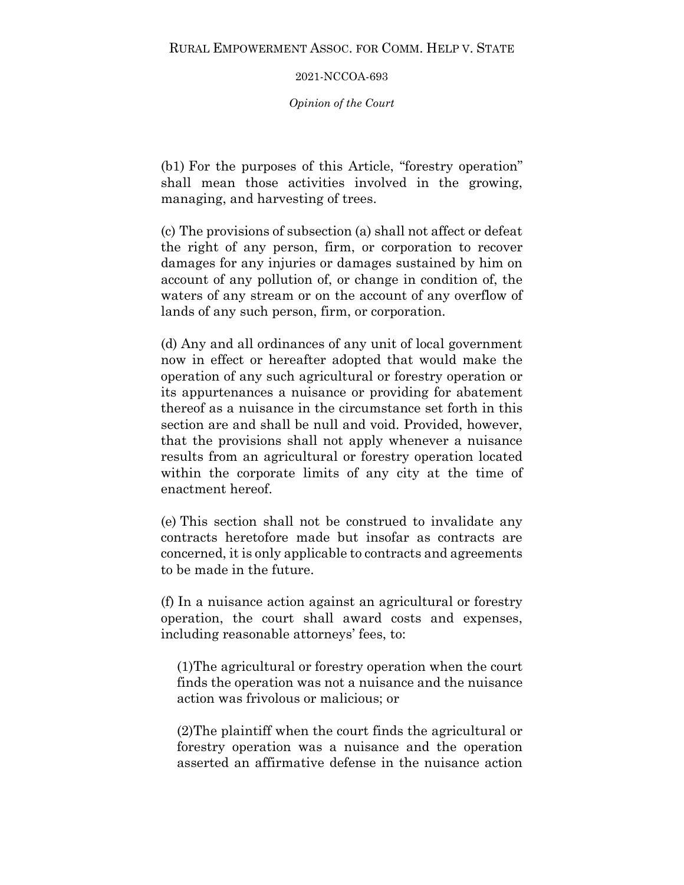(b1) For the purposes of this Article, "forestry operation" shall mean those activities involved in the growing, managing, and harvesting of trees.

(c) The provisions of subsection (a) shall not affect or defeat the right of any person, firm, or corporation to recover damages for any injuries or damages sustained by him on account of any pollution of, or change in condition of, the waters of any stream or on the account of any overflow of lands of any such person, firm, or corporation.

(d) Any and all ordinances of any unit of local government now in effect or hereafter adopted that would make the operation of any such agricultural or forestry operation or its appurtenances a nuisance or providing for abatement thereof as a nuisance in the circumstance set forth in this section are and shall be null and void. Provided, however, that the provisions shall not apply whenever a nuisance results from an agricultural or forestry operation located within the corporate limits of any city at the time of enactment hereof.

(e) This section shall not be construed to invalidate any contracts heretofore made but insofar as contracts are concerned, it is only applicable to contracts and agreements to be made in the future.

(f) In a nuisance action against an agricultural or forestry operation, the court shall award costs and expenses, including reasonable attorneys' fees, to:

> (1)The agricultural or forestry operation when the court finds the operation was not a nuisance and the nuisance action was frivolous or malicious; or
>
> (2)The plaintiff when the court finds the agricultural or forestry operation was a nuisance and the operation asserted an affirmative defense in the nuisance action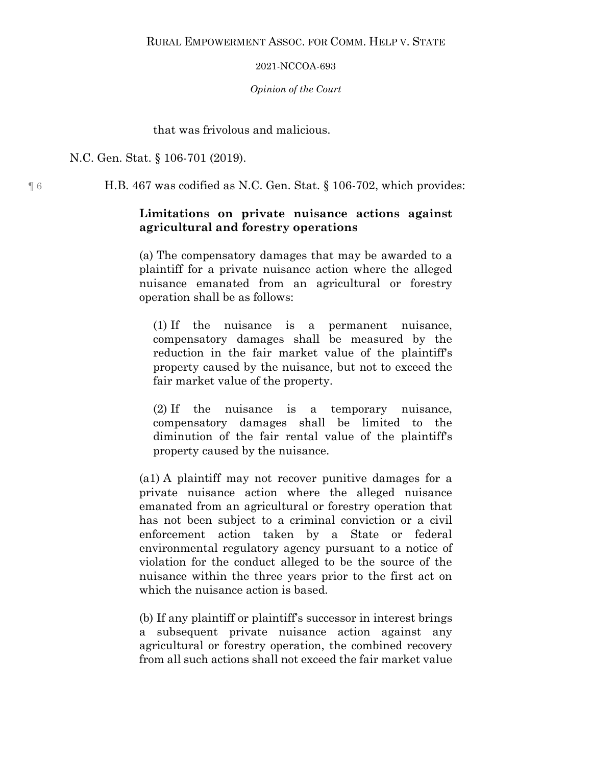that was frivolous and malicious.

N.C. Gen. Stat. § 106-701 (2019).

¶ 6 H.B. 467 was codified as N.C. Gen. Stat. § 106-702, which provides:

> **Limitations on private nuisance actions against agricultural and forestry operations**
>
> (a) The compensatory damages that may be awarded to a plaintiff for a private nuisance action where the alleged nuisance emanated from an agricultural or forestry operation shall be as follows:
>
> (1) If the nuisance is a permanent nuisance, compensatory damages shall be measured by the reduction in the fair market value of the plaintiff's property caused by the nuisance, but not to exceed the fair market value of the property.
>
> (2) If the nuisance is a temporary nuisance, compensatory damages shall be limited to the diminution of the fair rental value of the plaintiff's property caused by the nuisance.
>
> (a1) A plaintiff may not recover punitive damages for a private nuisance action where the alleged nuisance emanated from an agricultural or forestry operation that has not been subject to a criminal conviction or a civil enforcement action taken by a State or federal environmental regulatory agency pursuant to a notice of violation for the conduct alleged to be the source of the nuisance within the three years prior to the first act on which the nuisance action is based.
>
> (b) If any plaintiff or plaintiff's successor in interest brings a subsequent private nuisance action against any agricultural or forestry operation, the combined recovery from all such actions shall not exceed the fair market value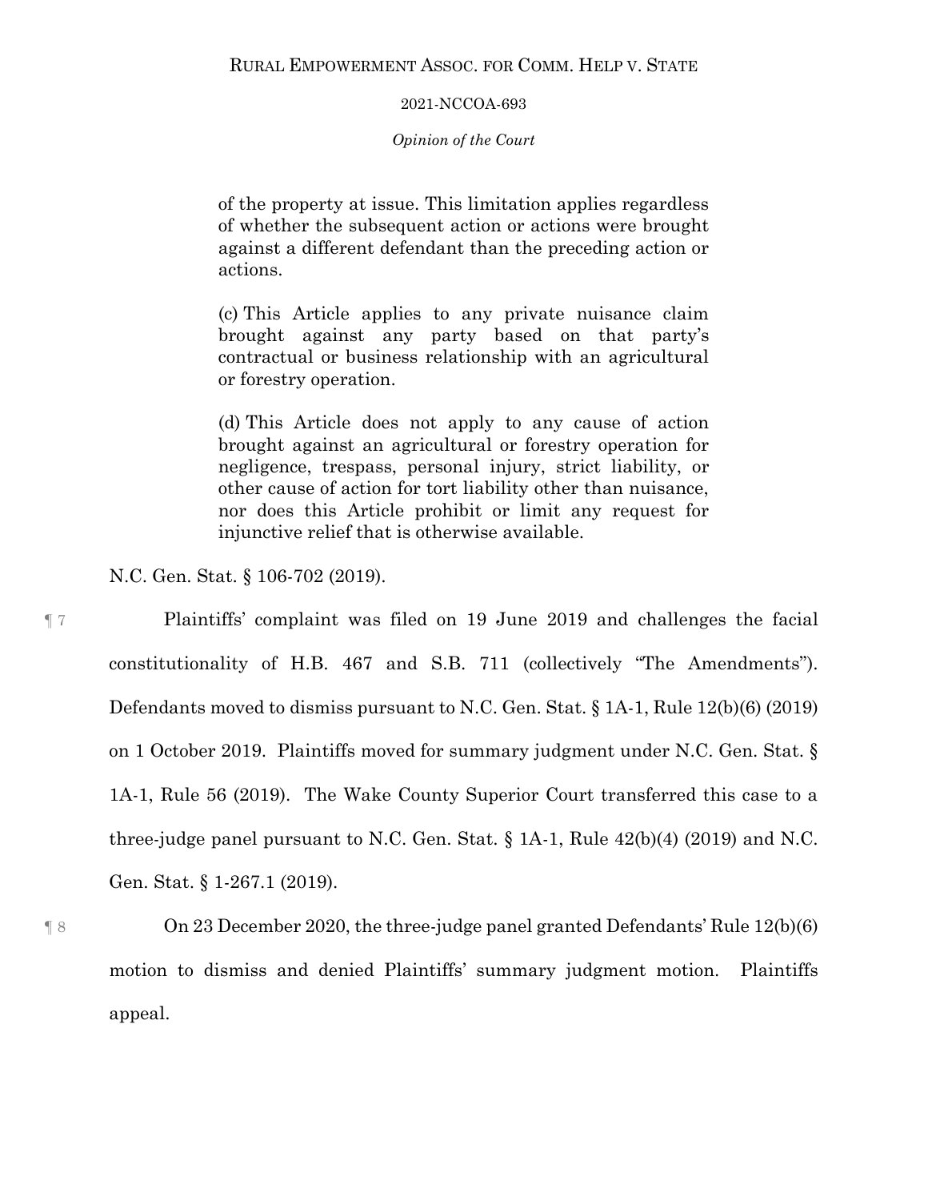> of the property at issue. This limitation applies regardless of whether the subsequent action or actions were brought against a different defendant than the preceding action or actions.
>
> (c) This Article applies to any private nuisance claim brought against any party based on that party's contractual or business relationship with an agricultural or forestry operation.
>
> (d) This Article does not apply to any cause of action brought against an agricultural or forestry operation for negligence, trespass, personal injury, strict liability, or other cause of action for tort liability other than nuisance, nor does this Article prohibit or limit any request for injunctive relief that is otherwise available.

N.C. Gen. Stat. § 106-702 (2019).

¶ 7 Plaintiffs' complaint was filed on 19 June 2019 and challenges the facial constitutionality of H.B. 467 and S.B. 711 (collectively "The Amendments"). Defendants moved to dismiss pursuant to N.C. Gen. Stat. § 1A-1, Rule 12(b)(6) (2019) on 1 October 2019. Plaintiffs moved for summary judgment under N.C. Gen. Stat. § 1A-1, Rule 56 (2019). The Wake County Superior Court transferred this case to a three-judge panel pursuant to N.C. Gen. Stat. § 1A-1, Rule 42(b)(4) (2019) and N.C. Gen. Stat. § 1-267.1 (2019).

¶ 8 On 23 December 2020, the three-judge panel granted Defendants' Rule 12(b)(6) motion to dismiss and denied Plaintiffs' summary judgment motion. Plaintiffs appeal.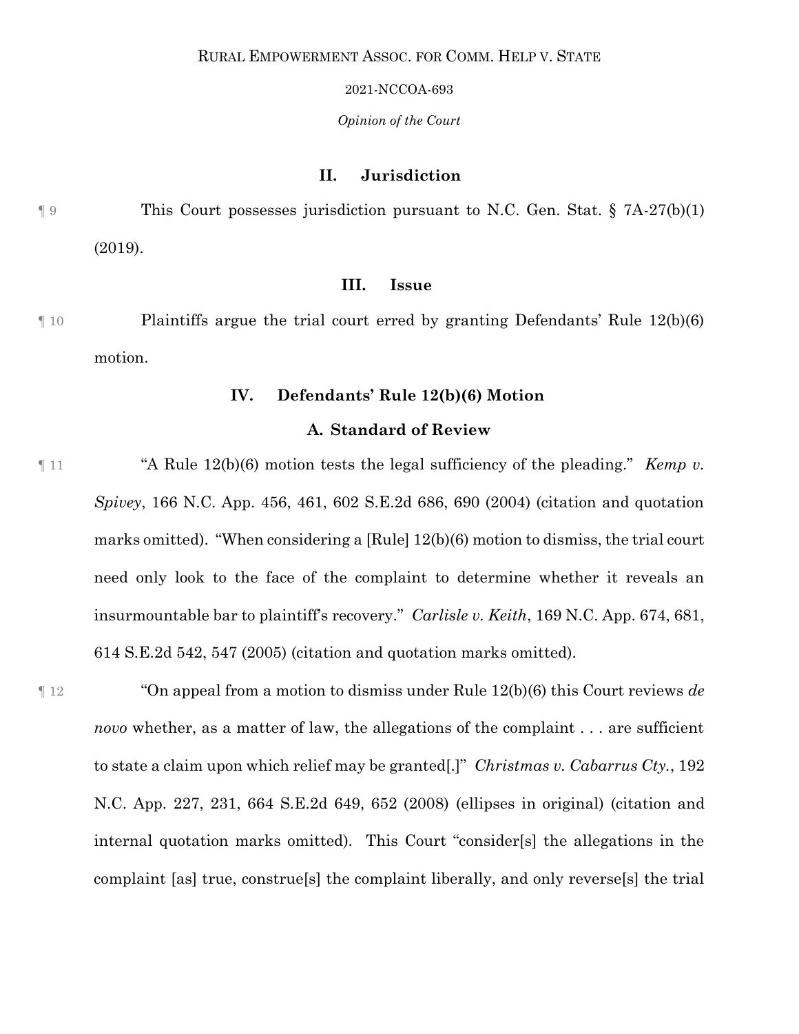## II. Jurisdiction

¶ 9 This Court possesses jurisdiction pursuant to N.C. Gen. Stat. § 7A-27(b)(1) (2019).

## III. Issue

¶ 10 Plaintiffs argue the trial court erred by granting Defendants' Rule 12(b)(6) motion.

## IV. Defendants' Rule 12(b)(6) Motion

### A. Standard of Review

¶ 11 "A Rule 12(b)(6) motion tests the legal sufficiency of the pleading." *Kemp v. Spivey*, 166 N.C. App. 456, 461, 602 S.E.2d 686, 690 (2004) (citation and quotation marks omitted). "When considering a [Rule] 12(b)(6) motion to dismiss, the trial court need only look to the face of the complaint to determine whether it reveals an insurmountable bar to plaintiff's recovery." *Carlisle v. Keith*, 169 N.C. App. 674, 681, 614 S.E.2d 542, 547 (2005) (citation and quotation marks omitted).

¶ 12 "On appeal from a motion to dismiss under Rule 12(b)(6) this Court reviews *de novo* whether, as a matter of law, the allegations of the complaint . . . are sufficient to state a claim upon which relief may be granted[.]" *Christmas v. Cabarrus Cty.*, 192 N.C. App. 227, 231, 664 S.E.2d 649, 652 (2008) (ellipses in original) (citation and internal quotation marks omitted). This Court "consider[s] the allegations in the complaint [as] true, construe[s] the complaint liberally, and only reverse[s] the trial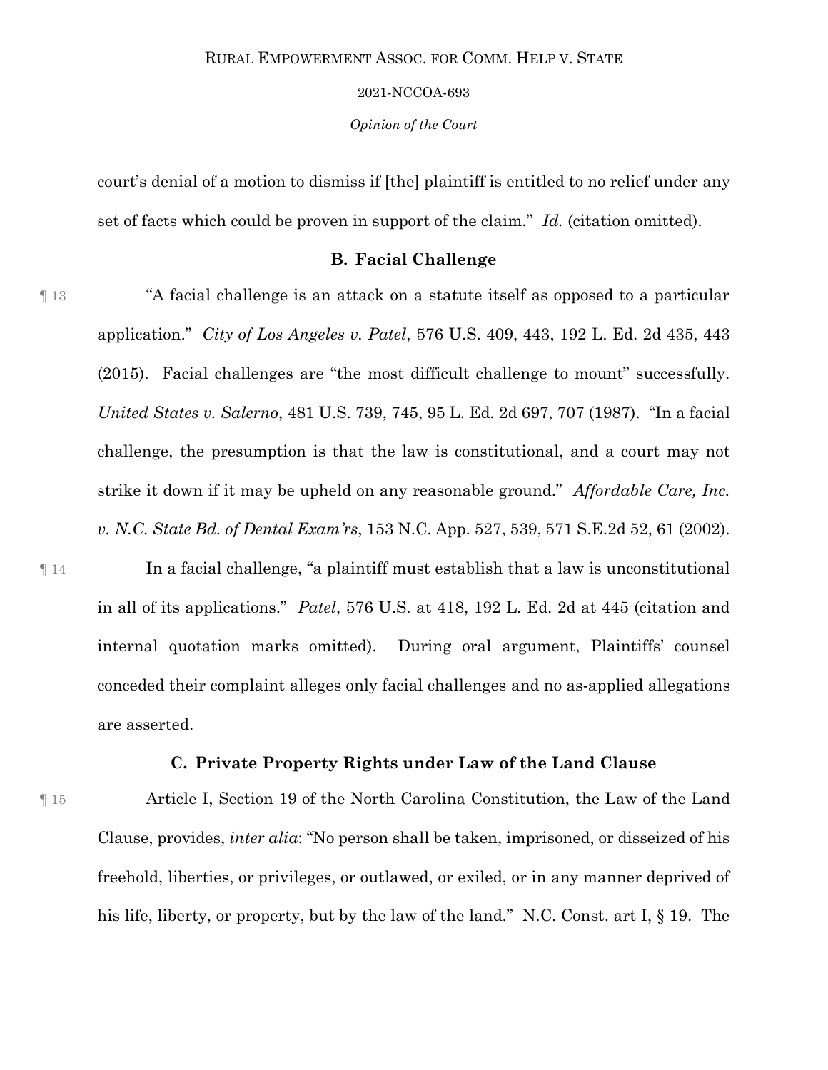court's denial of a motion to dismiss if [the] plaintiff is entitled to no relief under any set of facts which could be proven in support of the claim." *Id.* (citation omitted).

### B. Facial Challenge

¶ 13 "A facial challenge is an attack on a statute itself as opposed to a particular application." *City of Los Angeles v. Patel*, 576 U.S. 409, 443, 192 L. Ed. 2d 435, 443 (2015). Facial challenges are "the most difficult challenge to mount" successfully. *United States v. Salerno*, 481 U.S. 739, 745, 95 L. Ed. 2d 697, 707 (1987). "In a facial challenge, the presumption is that the law is constitutional, and a court may not strike it down if it may be upheld on any reasonable ground." *Affordable Care, Inc. v. N.C. State Bd. of Dental Exam'rs*, 153 N.C. App. 527, 539, 571 S.E.2d 52, 61 (2002).

¶ 14 In a facial challenge, "a plaintiff must establish that a law is unconstitutional in all of its applications." *Patel*, 576 U.S. at 418, 192 L. Ed. 2d at 445 (citation and internal quotation marks omitted). During oral argument, Plaintiffs' counsel conceded their complaint alleges only facial challenges and no as-applied allegations are asserted.

### C. Private Property Rights under Law of the Land Clause

¶ 15 Article I, Section 19 of the North Carolina Constitution, the Law of the Land Clause, provides, *inter alia*: "No person shall be taken, imprisoned, or disseized of his freehold, liberties, or privileges, or outlawed, or exiled, or in any manner deprived of his life, liberty, or property, but by the law of the land." N.C. Const. art I, § 19. The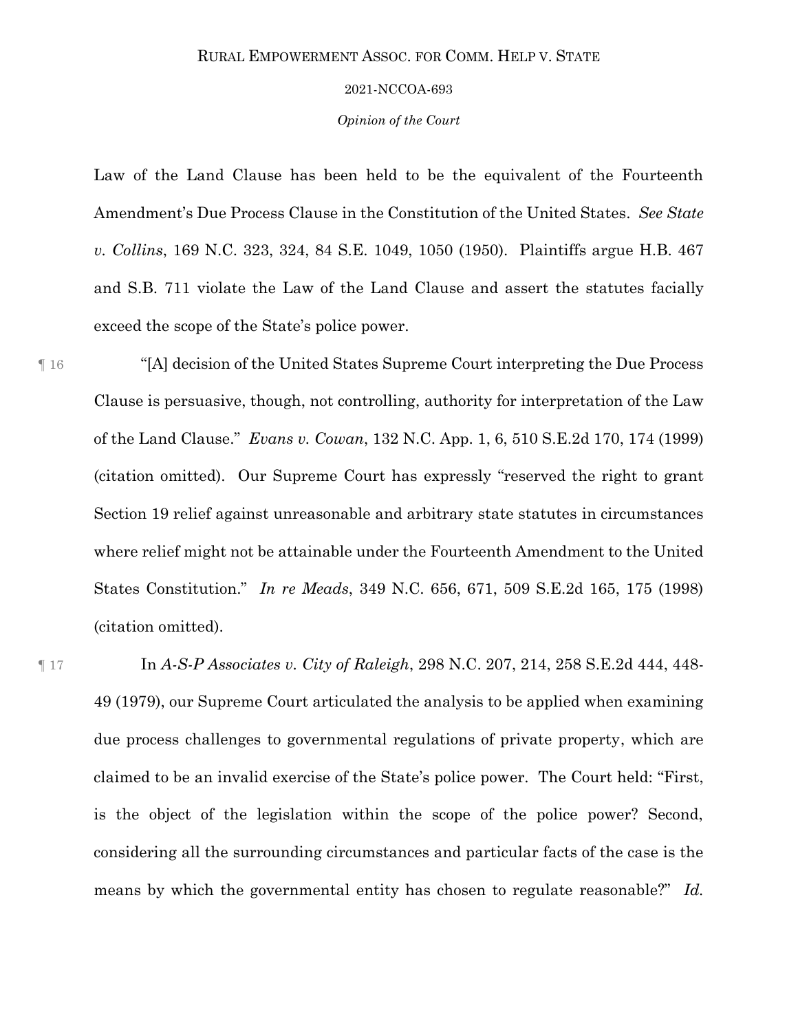Law of the Land Clause has been held to be the equivalent of the Fourteenth Amendment's Due Process Clause in the Constitution of the United States. *See State v. Collins*, 169 N.C. 323, 324, 84 S.E. 1049, 1050 (1950). Plaintiffs argue H.B. 467 and S.B. 711 violate the Law of the Land Clause and assert the statutes facially exceed the scope of the State's police power.

¶ 16 "[A] decision of the United States Supreme Court interpreting the Due Process Clause is persuasive, though, not controlling, authority for interpretation of the Law of the Land Clause." *Evans v. Cowan*, 132 N.C. App. 1, 6, 510 S.E.2d 170, 174 (1999) (citation omitted). Our Supreme Court has expressly "reserved the right to grant Section 19 relief against unreasonable and arbitrary state statutes in circumstances where relief might not be attainable under the Fourteenth Amendment to the United States Constitution." *In re Meads*, 349 N.C. 656, 671, 509 S.E.2d 165, 175 (1998) (citation omitted).

¶ 17 In *A-S-P Associates v. City of Raleigh*, 298 N.C. 207, 214, 258 S.E.2d 444, 448-49 (1979), our Supreme Court articulated the analysis to be applied when examining due process challenges to governmental regulations of private property, which are claimed to be an invalid exercise of the State's police power. The Court held: "First, is the object of the legislation within the scope of the police power? Second, considering all the surrounding circumstances and particular facts of the case is the means by which the governmental entity has chosen to regulate reasonable?" *Id.*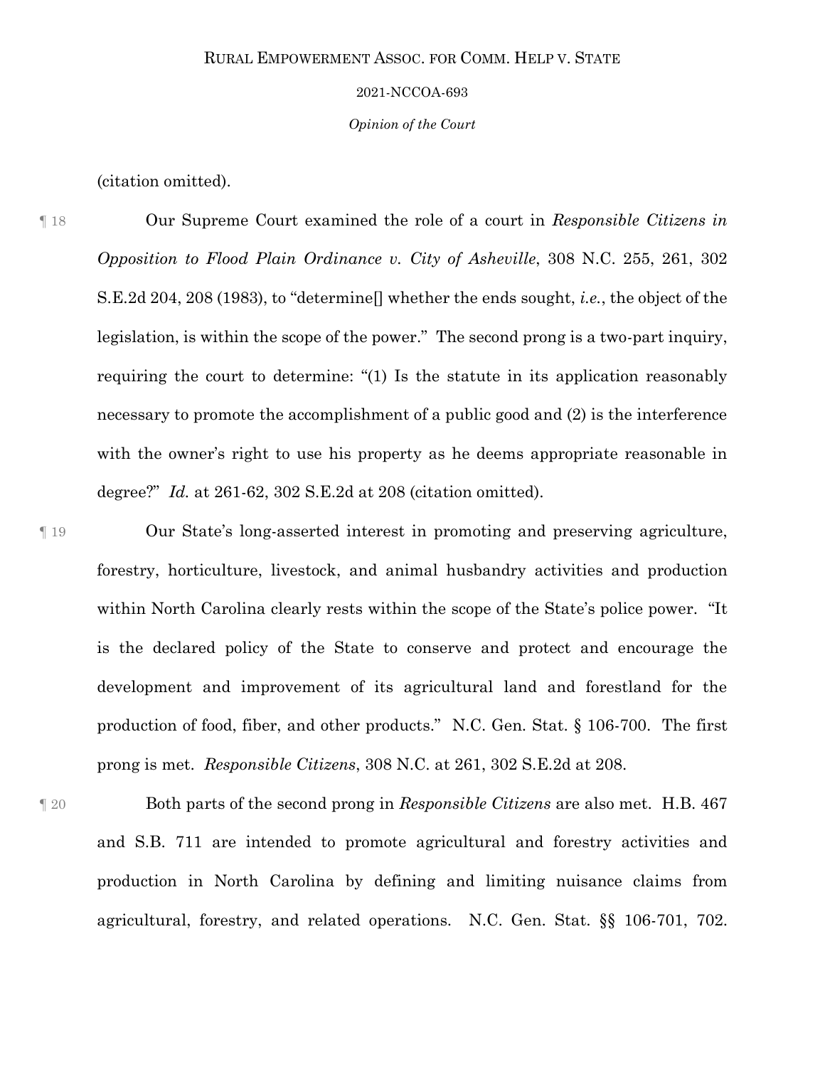(citation omitted).

¶ 18 Our Supreme Court examined the role of a court in *Responsible Citizens in Opposition to Flood Plain Ordinance v. City of Asheville*, 308 N.C. 255, 261, 302 S.E.2d 204, 208 (1983), to "determine[] whether the ends sought, *i.e.*, the object of the legislation, is within the scope of the power." The second prong is a two-part inquiry, requiring the court to determine: "(1) Is the statute in its application reasonably necessary to promote the accomplishment of a public good and (2) is the interference with the owner's right to use his property as he deems appropriate reasonable in degree?" *Id.* at 261-62, 302 S.E.2d at 208 (citation omitted).

¶ 19 Our State's long-asserted interest in promoting and preserving agriculture, forestry, horticulture, livestock, and animal husbandry activities and production within North Carolina clearly rests within the scope of the State's police power. "It is the declared policy of the State to conserve and protect and encourage the development and improvement of its agricultural land and forestland for the production of food, fiber, and other products." N.C. Gen. Stat. § 106-700. The first prong is met. *Responsible Citizens*, 308 N.C. at 261, 302 S.E.2d at 208.

¶ 20 Both parts of the second prong in *Responsible Citizens* are also met. H.B. 467 and S.B. 711 are intended to promote agricultural and forestry activities and production in North Carolina by defining and limiting nuisance claims from agricultural, forestry, and related operations. N.C. Gen. Stat. §§ 106-701, 702.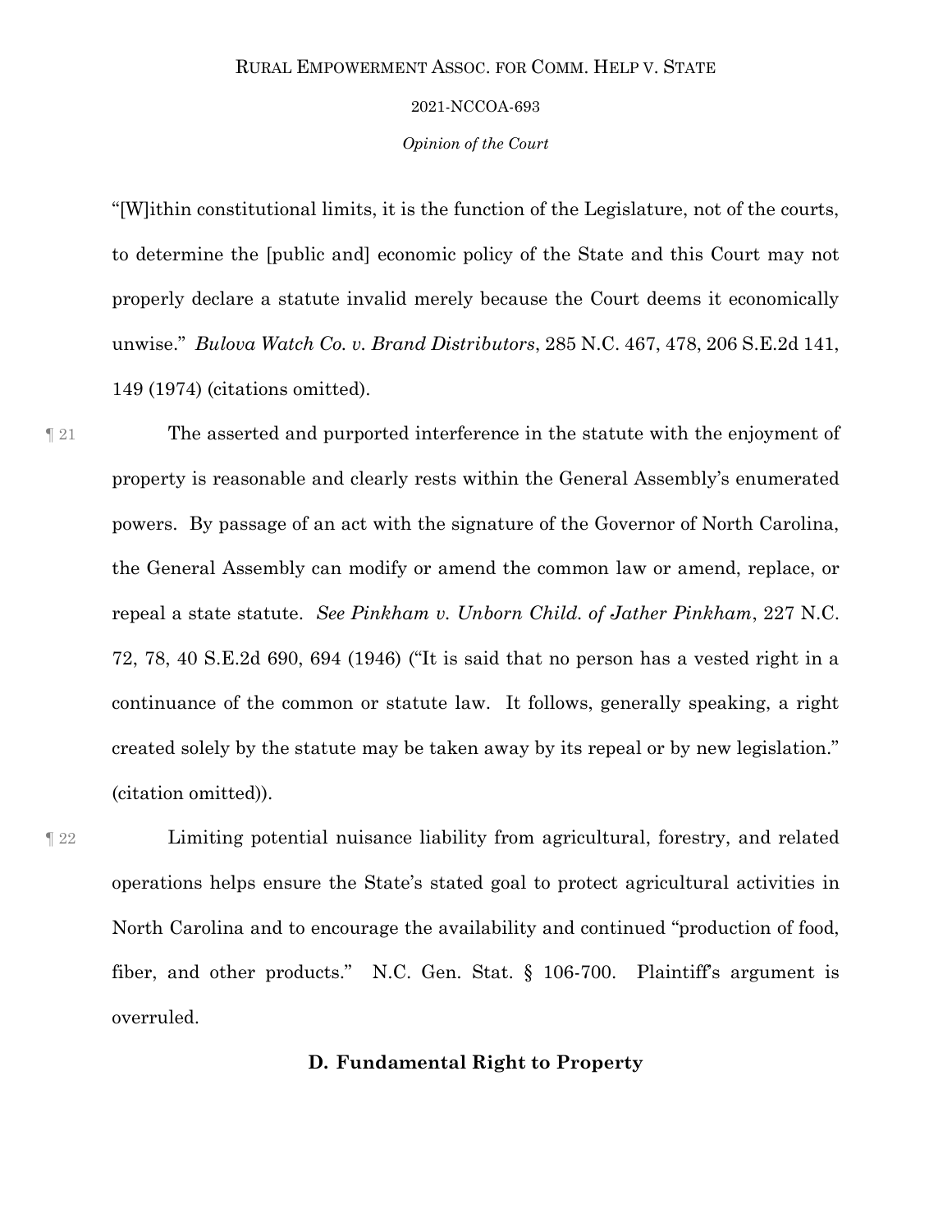"[W]ithin constitutional limits, it is the function of the Legislature, not of the courts, to determine the [public and] economic policy of the State and this Court may not properly declare a statute invalid merely because the Court deems it economically unwise." *Bulova Watch Co. v. Brand Distributors*, 285 N.C. 467, 478, 206 S.E.2d 141, 149 (1974) (citations omitted).

¶ 21 The asserted and purported interference in the statute with the enjoyment of property is reasonable and clearly rests within the General Assembly's enumerated powers. By passage of an act with the signature of the Governor of North Carolina, the General Assembly can modify or amend the common law or amend, replace, or repeal a state statute. *See Pinkham v. Unborn Child. of Jather Pinkham*, 227 N.C. 72, 78, 40 S.E.2d 690, 694 (1946) ("It is said that no person has a vested right in a continuance of the common or statute law. It follows, generally speaking, a right created solely by the statute may be taken away by its repeal or by new legislation." (citation omitted)).

¶ 22 Limiting potential nuisance liability from agricultural, forestry, and related operations helps ensure the State's stated goal to protect agricultural activities in North Carolina and to encourage the availability and continued "production of food, fiber, and other products." N.C. Gen. Stat. § 106-700. Plaintiff's argument is overruled.

### D. Fundamental Right to Property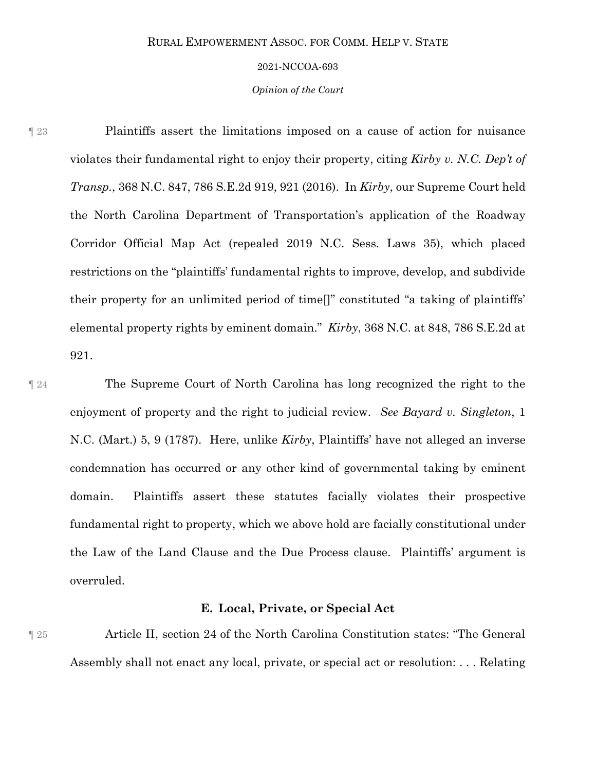¶ 23 Plaintiffs assert the limitations imposed on a cause of action for nuisance violates their fundamental right to enjoy their property, citing *Kirby v. N.C. Dep't of Transp.*, 368 N.C. 847, 786 S.E.2d 919, 921 (2016). In *Kirby*, our Supreme Court held the North Carolina Department of Transportation's application of the Roadway Corridor Official Map Act (repealed 2019 N.C. Sess. Laws 35), which placed restrictions on the "plaintiffs' fundamental rights to improve, develop, and subdivide their property for an unlimited period of time[]" constituted "a taking of plaintiffs' elemental property rights by eminent domain." *Kirby*, 368 N.C. at 848, 786 S.E.2d at 921.

¶ 24 The Supreme Court of North Carolina has long recognized the right to the enjoyment of property and the right to judicial review. *See Bayard v. Singleton*, 1 N.C. (Mart.) 5, 9 (1787). Here, unlike *Kirby*, Plaintiffs' have not alleged an inverse condemnation has occurred or any other kind of governmental taking by eminent domain. Plaintiffs assert these statutes facially violates their prospective fundamental right to property, which we above hold are facially constitutional under the Law of the Land Clause and the Due Process clause. Plaintiffs' argument is overruled.

### E. Local, Private, or Special Act

¶ 25 Article II, section 24 of the North Carolina Constitution states: "The General Assembly shall not enact any local, private, or special act or resolution: . . . Relating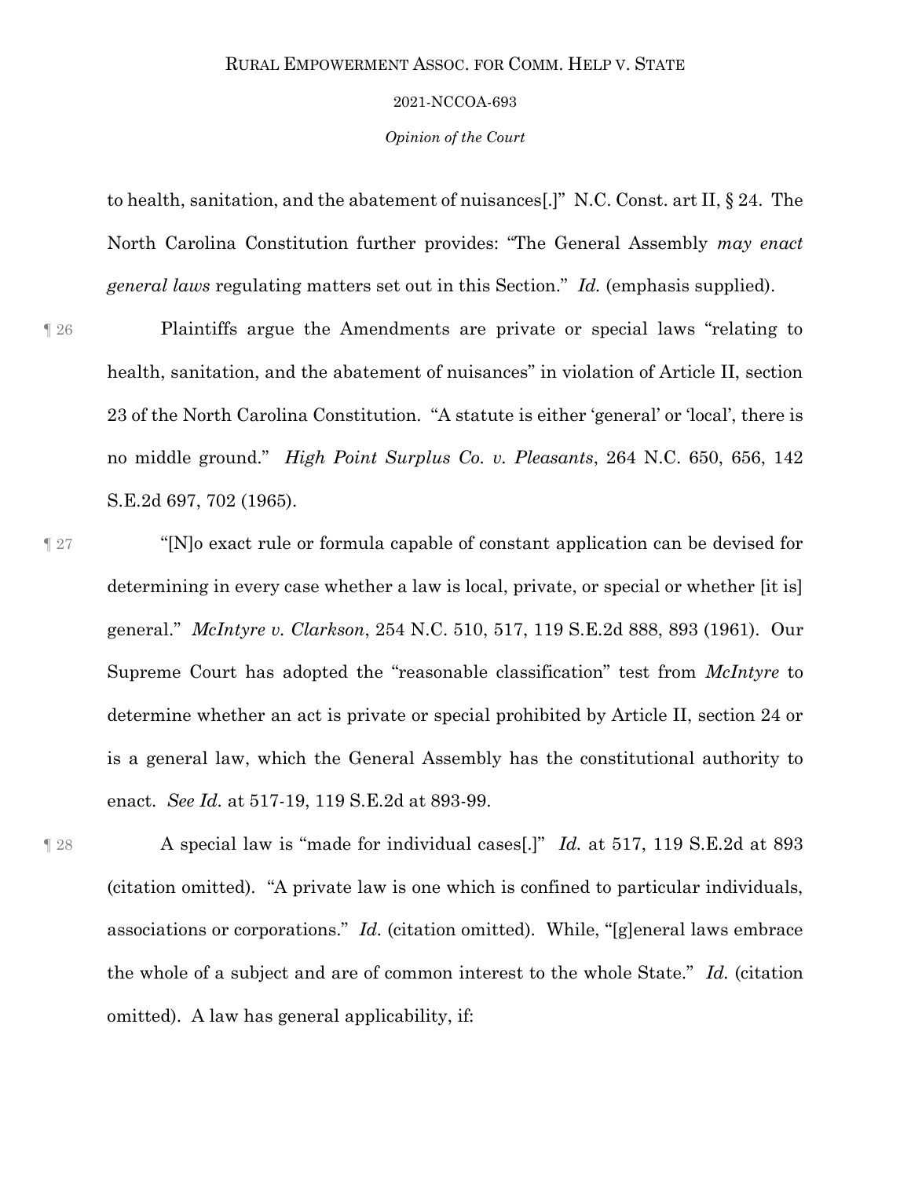to health, sanitation, and the abatement of nuisances[.]" N.C. Const. art II, § 24. The North Carolina Constitution further provides: "The General Assembly *may enact general laws* regulating matters set out in this Section." *Id.* (emphasis supplied).

¶ 26 Plaintiffs argue the Amendments are private or special laws "relating to health, sanitation, and the abatement of nuisances" in violation of Article II, section 23 of the North Carolina Constitution. "A statute is either 'general' or 'local', there is no middle ground." *High Point Surplus Co. v. Pleasants*, 264 N.C. 650, 656, 142 S.E.2d 697, 702 (1965).

¶ 27 "[N]o exact rule or formula capable of constant application can be devised for determining in every case whether a law is local, private, or special or whether [it is] general." *McIntyre v. Clarkson*, 254 N.C. 510, 517, 119 S.E.2d 888, 893 (1961). Our Supreme Court has adopted the "reasonable classification" test from *McIntyre* to determine whether an act is private or special prohibited by Article II, section 24 or is a general law, which the General Assembly has the constitutional authority to enact. *See Id.* at 517-19, 119 S.E.2d at 893-99.

¶ 28 A special law is "made for individual cases[.]" *Id.* at 517, 119 S.E.2d at 893 (citation omitted). "A private law is one which is confined to particular individuals, associations or corporations." *Id.* (citation omitted). While, "[g]eneral laws embrace the whole of a subject and are of common interest to the whole State." *Id.* (citation omitted). A law has general applicability, if: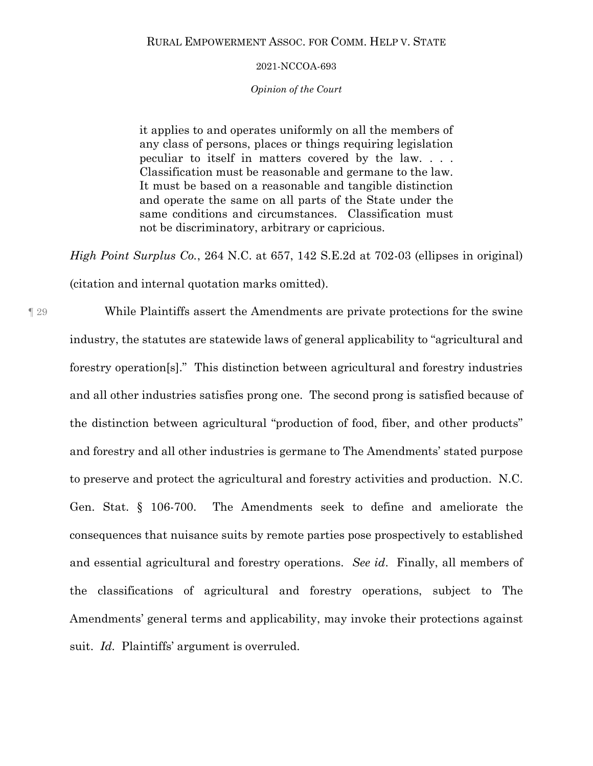> it applies to and operates uniformly on all the members of any class of persons, places or things requiring legislation peculiar to itself in matters covered by the law. . . . Classification must be reasonable and germane to the law. It must be based on a reasonable and tangible distinction and operate the same on all parts of the State under the same conditions and circumstances. Classification must not be discriminatory, arbitrary or capricious.

*High Point Surplus Co.*, 264 N.C. at 657, 142 S.E.2d at 702-03 (ellipses in original) (citation and internal quotation marks omitted).

¶ 29 While Plaintiffs assert the Amendments are private protections for the swine industry, the statutes are statewide laws of general applicability to "agricultural and forestry operation[s]." This distinction between agricultural and forestry industries and all other industries satisfies prong one. The second prong is satisfied because of the distinction between agricultural "production of food, fiber, and other products" and forestry and all other industries is germane to The Amendments' stated purpose to preserve and protect the agricultural and forestry activities and production. N.C. Gen. Stat. § 106-700. The Amendments seek to define and ameliorate the consequences that nuisance suits by remote parties pose prospectively to established and essential agricultural and forestry operations. *See id*. Finally, all members of the classifications of agricultural and forestry operations, subject to The Amendments' general terms and applicability, may invoke their protections against suit. *Id*. Plaintiffs' argument is overruled.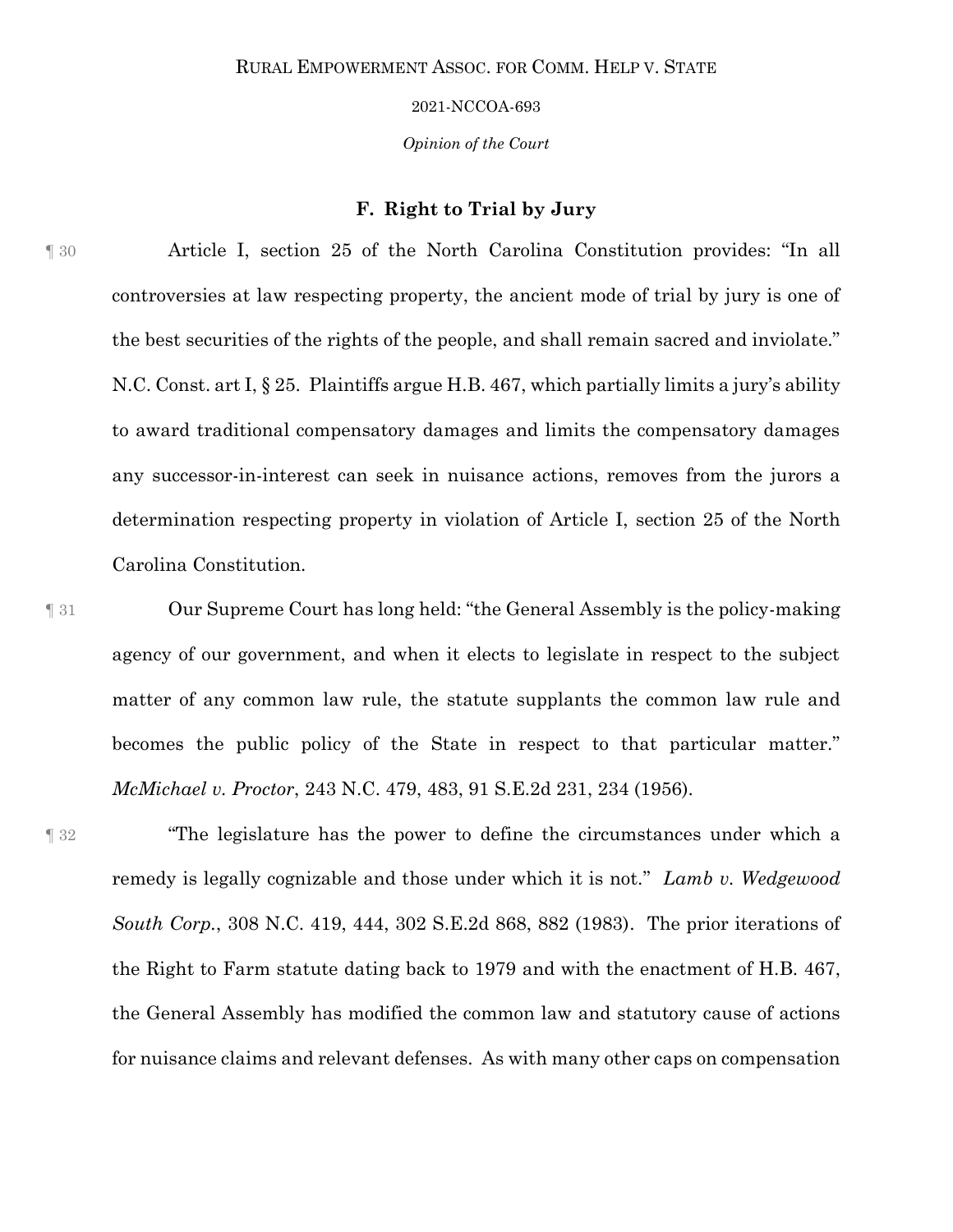### F. Right to Trial by Jury

¶ 30 Article I, section 25 of the North Carolina Constitution provides: "In all controversies at law respecting property, the ancient mode of trial by jury is one of the best securities of the rights of the people, and shall remain sacred and inviolate." N.C. Const. art I, § 25. Plaintiffs argue H.B. 467, which partially limits a jury's ability to award traditional compensatory damages and limits the compensatory damages any successor-in-interest can seek in nuisance actions, removes from the jurors a determination respecting property in violation of Article I, section 25 of the North Carolina Constitution.

¶ 31 Our Supreme Court has long held: "the General Assembly is the policy-making agency of our government, and when it elects to legislate in respect to the subject matter of any common law rule, the statute supplants the common law rule and becomes the public policy of the State in respect to that particular matter." *McMichael v. Proctor*, 243 N.C. 479, 483, 91 S.E.2d 231, 234 (1956).

¶ 32 "The legislature has the power to define the circumstances under which a remedy is legally cognizable and those under which it is not." *Lamb v. Wedgewood South Corp.*, 308 N.C. 419, 444, 302 S.E.2d 868, 882 (1983). The prior iterations of the Right to Farm statute dating back to 1979 and with the enactment of H.B. 467, the General Assembly has modified the common law and statutory cause of actions for nuisance claims and relevant defenses. As with many other caps on compensation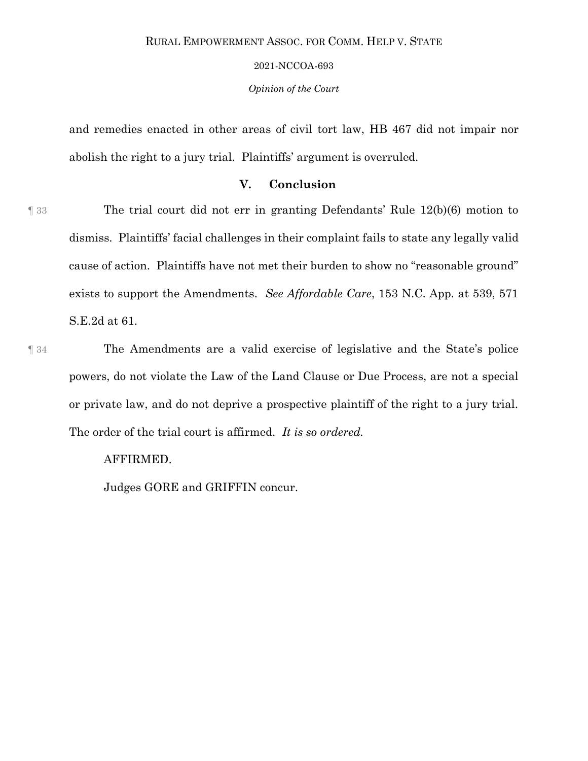and remedies enacted in other areas of civil tort law, HB 467 did not impair nor abolish the right to a jury trial. Plaintiffs' argument is overruled.

## V. Conclusion

¶ 33 The trial court did not err in granting Defendants' Rule 12(b)(6) motion to dismiss. Plaintiffs' facial challenges in their complaint fails to state any legally valid cause of action. Plaintiffs have not met their burden to show no "reasonable ground" exists to support the Amendments. *See Affordable Care*, 153 N.C. App. at 539, 571 S.E.2d at 61.

¶ 34 The Amendments are a valid exercise of legislative and the State's police powers, do not violate the Law of the Land Clause or Due Process, are not a special or private law, and do not deprive a prospective plaintiff of the right to a jury trial. The order of the trial court is affirmed. *It is so ordered.*

AFFIRMED.

Judges GORE and GRIFFIN concur.